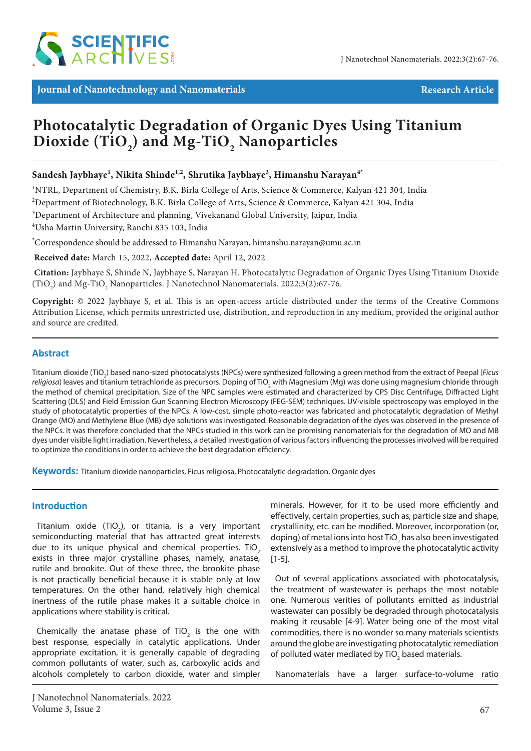Journal of Nanotechnology and Nanomaterials

Research Article

# Photocatalytic Degradation of Organic Dyes Using Titanium Dioxide ($TiO_2$) and Mg-$TiO_2$ Nanoparticles

**Sandesh Jaybhaye[1], Nikita Shinde[1,2], Shrutika Jaybhaye[3], Himanshu Narayan[4*]**

[1]NTRL, Department of Chemistry, B.K. Birla College of Arts, Science & Commerce, Kalyan 421 304, India

[2]Department of Biotechnology, B.K. Birla College of Arts, Science & Commerce, Kalyan 421 304, India

[3]Department of Architecture and planning, Vivekanand Global University, Jaipur, India

[4]Usha Martin University, Ranchi 835 103, India

[*]Correspondence should be addressed to Himanshu Narayan, himanshu.narayan@umu.ac.in

**Received date:** March 15, 2022, **Accepted date:** April 12, 2022

**Citation:** Jaybhaye S, Shinde N, Jaybhaye S, Narayan H. Photocatalytic Degradation of Organic Dyes Using Titanium Dioxide ($TiO_2$) and Mg-$TiO_2$ Nanoparticles. J Nanotechnol Nanomaterials. 2022;3(2):67-76.

**Copyright:** © 2022 Jaybhaye S, et al. This is an open-access article distributed under the terms of the Creative Commons Attribution License, which permits unrestricted use, distribution, and reproduction in any medium, provided the original author and source are credited.

## Abstract

Titanium dioxide ($TiO_2$) based nano-sized photocatalysts (NPCs) were synthesized following a green method from the extract of Peepal (*Ficus religiosa*) leaves and titanium tetrachloride as precursors. Doping of $TiO_2$ with Magnesium (Mg) was done using magnesium chloride through the method of chemical precipitation. Size of the NPC samples were estimated and characterized by CPS Disc Centrifuge, Diffracted Light Scattering (DLS) and Field Emission Gun Scanning Electron Microscopy (FEG-SEM) techniques. UV-visible spectroscopy was employed in the study of photocatalytic properties of the NPCs. A low-cost, simple photo-reactor was fabricated and photocatalytic degradation of Methyl Orange (MO) and Methylene Blue (MB) dye solutions was investigated. Reasonable degradation of the dyes was observed in the presence of the NPCs. It was therefore concluded that the NPCs studied in this work can be promising nanomaterials for the degradation of MO and MB dyes under visible light irradiation. Nevertheless, a detailed investigation of various factors influencing the processes involved will be required to optimize the conditions in order to achieve the best degradation efficiency.

**Keywords:** Titanium dioxide nanoparticles, Ficus religiosa, Photocatalytic degradation, Organic dyes

## Introduction

Titanium oxide ($TiO_2$), or titania, is a very important semiconducting material that has attracted great interests due to its unique physical and chemical properties. $TiO_2$ exists in three major crystalline phases, namely, anatase, rutile and brookite. Out of these three, the brookite phase is not practically beneficial because it is stable only at low temperatures. On the other hand, relatively high chemical inertness of the rutile phase makes it a suitable choice in applications where stability is critical.

Chemically the anatase phase of $TiO_2$ is the one with best response, especially in catalytic applications. Under appropriate excitation, it is generally capable of degrading common pollutants of water, such as, carboxylic acids and alcohols completely to carbon dioxide, water and simpler minerals. However, for it to be used more efficiently and effectively, certain properties, such as, particle size and shape, crystallinity, etc. can be modified. Moreover, incorporation (or, doping) of metal ions into host $TiO_2$ has also been investigated extensively as a method to improve the photocatalytic activity [1-5].

Out of several applications associated with photocatalysis, the treatment of wastewater is perhaps the most notable one. Numerous verities of pollutants emitted as industrial wastewater can possibly be degraded through photocatalysis making it reusable [4-9]. Water being one of the most vital commodities, there is no wonder so many materials scientists around the globe are investigating photocatalytic remediation of polluted water mediated by $TiO_2$ based materials.

Nanomaterials have a larger surface-to-volume ratio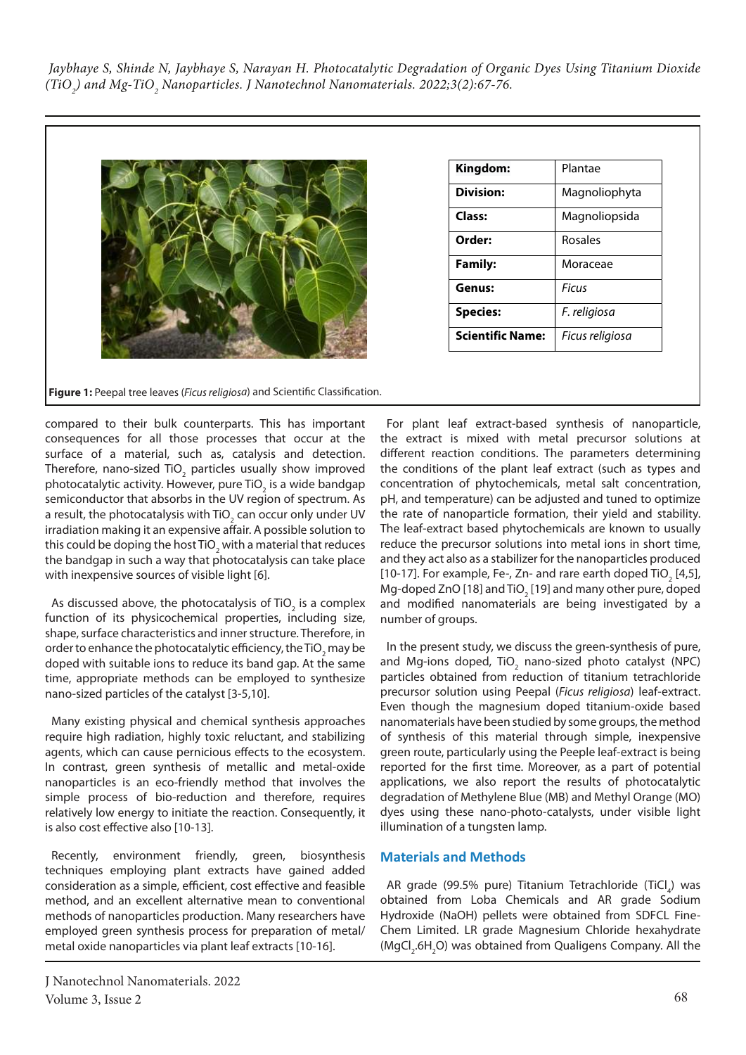| Kingdom: | Plantae |
|---|---|
| Division: | Magnoliophyta |
| Class: | Magnoliopsida |
| Order: | Rosales |
| Family: | Moraceae |
| Genus: | *Ficus* |
| Species: | *F. religiosa* |
| Scientific Name: | *Ficus religiosa* |

**Figure 1:** Peepal tree leaves (*Ficus religiosa*) and Scientific Classification.

compared to their bulk counterparts. This has important consequences for all those processes that occur at the surface of a material, such as, catalysis and detection. Therefore, nano-sized $TiO_2$ particles usually show improved photocatalytic activity. However, pure $TiO_2$ is a wide bandgap semiconductor that absorbs in the UV region of spectrum. As a result, the photocatalysis with $TiO_2$ can occur only under UV irradiation making it an expensive affair. A possible solution to this could be doping the host $TiO_2$ with a material that reduces the bandgap in such a way that photocatalysis can take place with inexpensive sources of visible light [6].

As discussed above, the photocatalysis of $TiO_2$ is a complex function of its physicochemical properties, including size, shape, surface characteristics and inner structure. Therefore, in order to enhance the photocatalytic efficiency, the $TiO_2$ may be doped with suitable ions to reduce its band gap. At the same time, appropriate methods can be employed to synthesize nano-sized particles of the catalyst [3-5,10].

Many existing physical and chemical synthesis approaches require high radiation, highly toxic reluctant, and stabilizing agents, which can cause pernicious effects to the ecosystem. In contrast, green synthesis of metallic and metal-oxide nanoparticles is an eco-friendly method that involves the simple process of bio-reduction and therefore, requires relatively low energy to initiate the reaction. Consequently, it is also cost effective also [10-13].

Recently, environment friendly, green, biosynthesis techniques employing plant extracts have gained added consideration as a simple, efficient, cost effective and feasible method, and an excellent alternative mean to conventional methods of nanoparticles production. Many researchers have employed green synthesis process for preparation of metal/metal oxide nanoparticles via plant leaf extracts [10-16].

For plant leaf extract-based synthesis of nanoparticle, the extract is mixed with metal precursor solutions at different reaction conditions. The parameters determining the conditions of the plant leaf extract (such as types and concentration of phytochemicals, metal salt concentration, pH, and temperature) can be adjusted and tuned to optimize the rate of nanoparticle formation, their yield and stability. The leaf-extract based phytochemicals are known to usually reduce the precursor solutions into metal ions in short time, and they act also as a stabilizer for the nanoparticles produced [10-17]. For example, Fe-, Zn- and rare earth doped $TiO_2$ [4,5], Mg-doped ZnO [18] and $TiO_2$ [19] and many other pure, doped and modified nanomaterials are being investigated by a number of groups.

In the present study, we discuss the green-synthesis of pure, and Mg-ions doped, $TiO_2$ nano-sized photo catalyst (NPC) particles obtained from reduction of titanium tetrachloride precursor solution using Peepal (*Ficus religiosa*) leaf-extract. Even though the magnesium doped titanium-oxide based nanomaterials have been studied by some groups, the method of synthesis of this material through simple, inexpensive green route, particularly using the Peeple leaf-extract is being reported for the first time. Moreover, as a part of potential applications, we also report the results of photocatalytic degradation of Methylene Blue (MB) and Methyl Orange (MO) dyes using these nano-photo-catalysts, under visible light illumination of a tungsten lamp.

## Materials and Methods

AR grade (99.5% pure) Titanium Tetrachloride ($TiCl_4$) was obtained from Loba Chemicals and AR grade Sodium Hydroxide (NaOH) pellets were obtained from SDFCL Fine-Chem Limited. LR grade Magnesium Chloride hexahydrate ($MgCl_2.6H_2O$) was obtained from Qualigens Company. All the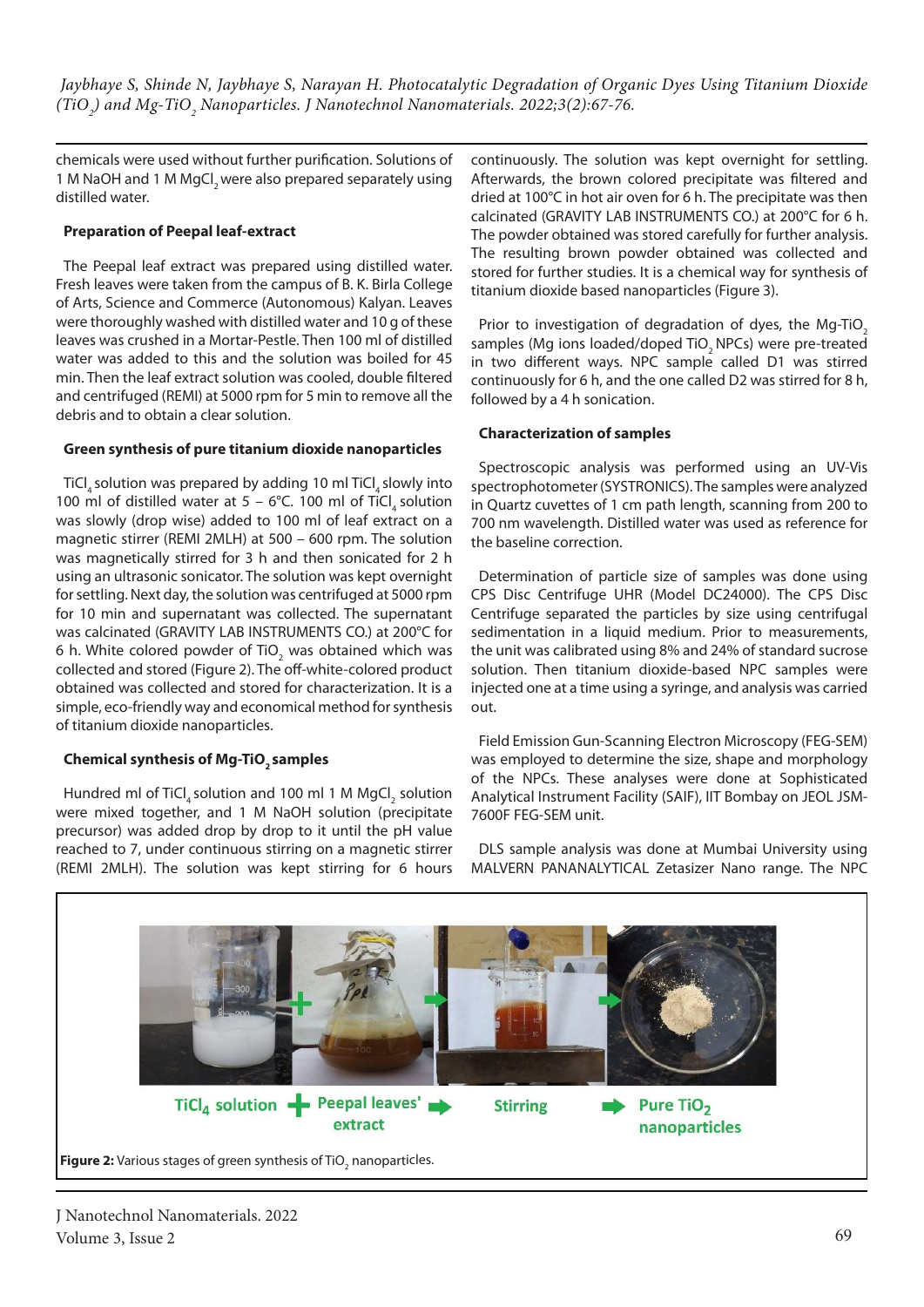chemicals were used without further purification. Solutions of 1 M NaOH and 1 M $MgCl_2$ were also prepared separately using distilled water.

### Preparation of Peepal leaf-extract

The Peepal leaf extract was prepared using distilled water. Fresh leaves were taken from the campus of B. K. Birla College of Arts, Science and Commerce (Autonomous) Kalyan. Leaves were thoroughly washed with distilled water and 10 g of these leaves was crushed in a Mortar-Pestle. Then 100 ml of distilled water was added to this and the solution was boiled for 45 min. Then the leaf extract solution was cooled, double filtered and centrifuged (REMI) at 5000 rpm for 5 min to remove all the debris and to obtain a clear solution.

### Green synthesis of pure titanium dioxide nanoparticles

$TiCl_4$ solution was prepared by adding 10 ml $TiCl_4$ slowly into 100 ml of distilled water at 5 – 6°C. 100 ml of $TiCl_4$ solution was slowly (drop wise) added to 100 ml of leaf extract on a magnetic stirrer (REMI 2MLH) at 500 – 600 rpm. The solution was magnetically stirred for 3 h and then sonicated for 2 h using an ultrasonic sonicator. The solution was kept overnight for settling. Next day, the solution was centrifuged at 5000 rpm for 10 min and supernatant was collected. The supernatant was calcinated (GRAVITY LAB INSTRUMENTS CO.) at 200°C for 6 h. White colored powder of $TiO_2$ was obtained which was collected and stored (Figure 2). The off-white-colored product obtained was collected and stored for characterization. It is a simple, eco-friendly way and economical method for synthesis of titanium dioxide nanoparticles.

### Chemical synthesis of Mg-$TiO_2$ samples

Hundred ml of $TiCl_4$ solution and 100 ml 1 M $MgCl_2$ solution were mixed together, and 1 M NaOH solution (precipitate precursor) was added drop by drop to it until the pH value reached to 7, under continuous stirring on a magnetic stirrer (REMI 2MLH). The solution was kept stirring for 6 hours continuously. The solution was kept overnight for settling. Afterwards, the brown colored precipitate was filtered and dried at 100°C in hot air oven for 6 h. The precipitate was then calcinated (GRAVITY LAB INSTRUMENTS CO.) at 200°C for 6 h. The powder obtained was stored carefully for further analysis. The resulting brown powder obtained was collected and stored for further studies. It is a chemical way for synthesis of titanium dioxide based nanoparticles (Figure 3).

Prior to investigation of degradation of dyes, the Mg-$TiO_2$ samples (Mg ions loaded/doped $TiO_2$ NPCs) were pre-treated in two different ways. NPC sample called D1 was stirred continuously for 6 h, and the one called D2 was stirred for 8 h, followed by a 4 h sonication.

### Characterization of samples

Spectroscopic analysis was performed using an UV-Vis spectrophotometer (SYSTRONICS). The samples were analyzed in Quartz cuvettes of 1 cm path length, scanning from 200 to 700 nm wavelength. Distilled water was used as reference for the baseline correction.

Determination of particle size of samples was done using CPS Disc Centrifuge UHR (Model DC24000). The CPS Disc Centrifuge separated the particles by size using centrifugal sedimentation in a liquid medium. Prior to measurements, the unit was calibrated using 8% and 24% of standard sucrose solution. Then titanium dioxide-based NPC samples were injected one at a time using a syringe, and analysis was carried out.

Field Emission Gun-Scanning Electron Microscopy (FEG-SEM) was employed to determine the size, shape and morphology of the NPCs. These analyses were done at Sophisticated Analytical Instrument Facility (SAIF), IIT Bombay on JEOL JSM-7600F FEG-SEM unit.

DLS sample analysis was done at Mumbai University using MALVERN PANANALYTICAL Zetasizer Nano range. The NPC

$TiCl_4$ solution + Peepal leaves' extract → Stirring → Pure $TiO_2$ nanoparticles

**Figure 2:** Various stages of green synthesis of $TiO_2$ nanoparticles.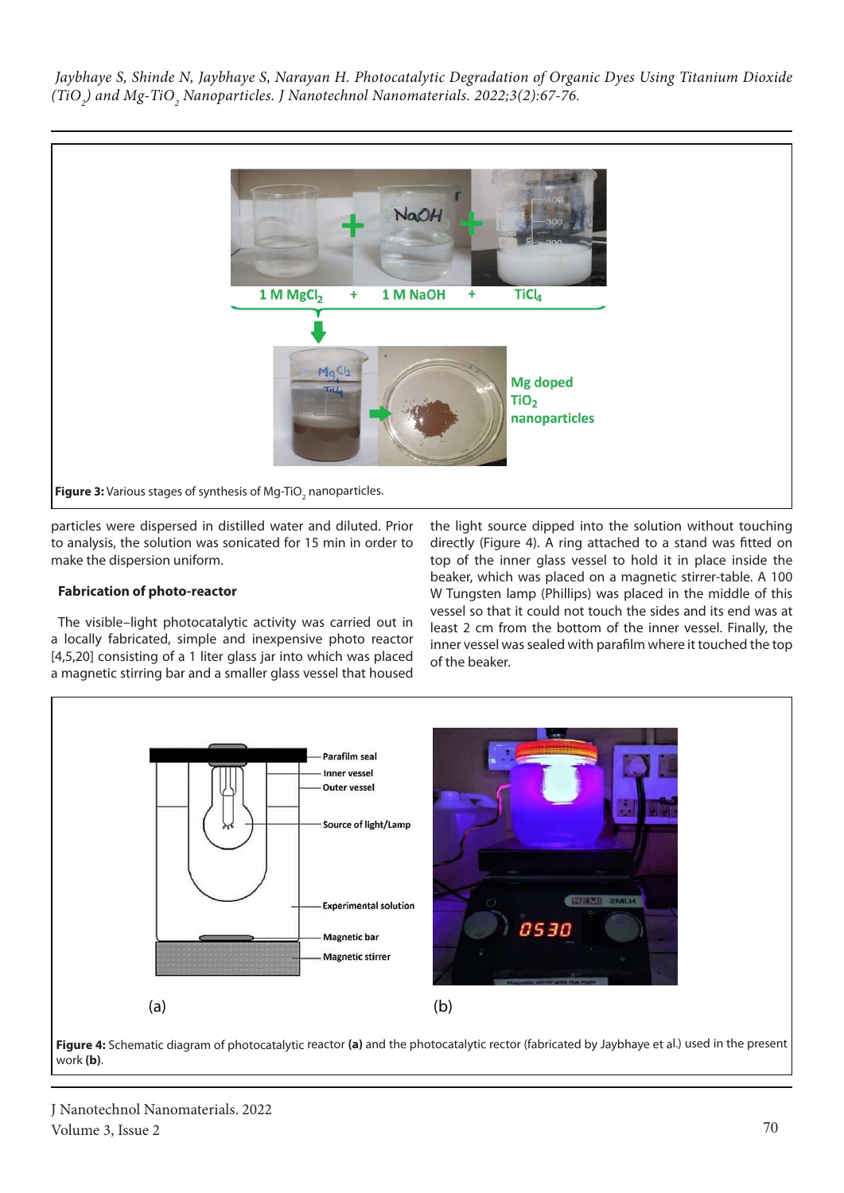Figure 3: Various stages of synthesis of Mg-$TiO_2$ nanoparticles.

particles were dispersed in distilled water and diluted. Prior to analysis, the solution was sonicated for 15 min in order to make the dispersion uniform.

### Fabrication of photo-reactor

The visible–light photocatalytic activity was carried out in a locally fabricated, simple and inexpensive photo reactor [4,5,20] consisting of a 1 liter glass jar into which was placed a magnetic stirring bar and a smaller glass vessel that housed the light source dipped into the solution without touching directly (Figure 4). A ring attached to a stand was fitted on top of the inner glass vessel to hold it in place inside the beaker, which was placed on a magnetic stirrer-table. A 100 W Tungsten lamp (Phillips) was placed in the middle of this vessel so that it could not touch the sides and its end was at least 2 cm from the bottom of the inner vessel. Finally, the inner vessel was sealed with parafilm where it touched the top of the beaker.

Figure 4: Schematic diagram of photocatalytic reactor **(a)** and the photocatalytic rector (fabricated by Jaybhaye et al.) used in the present work **(b)**.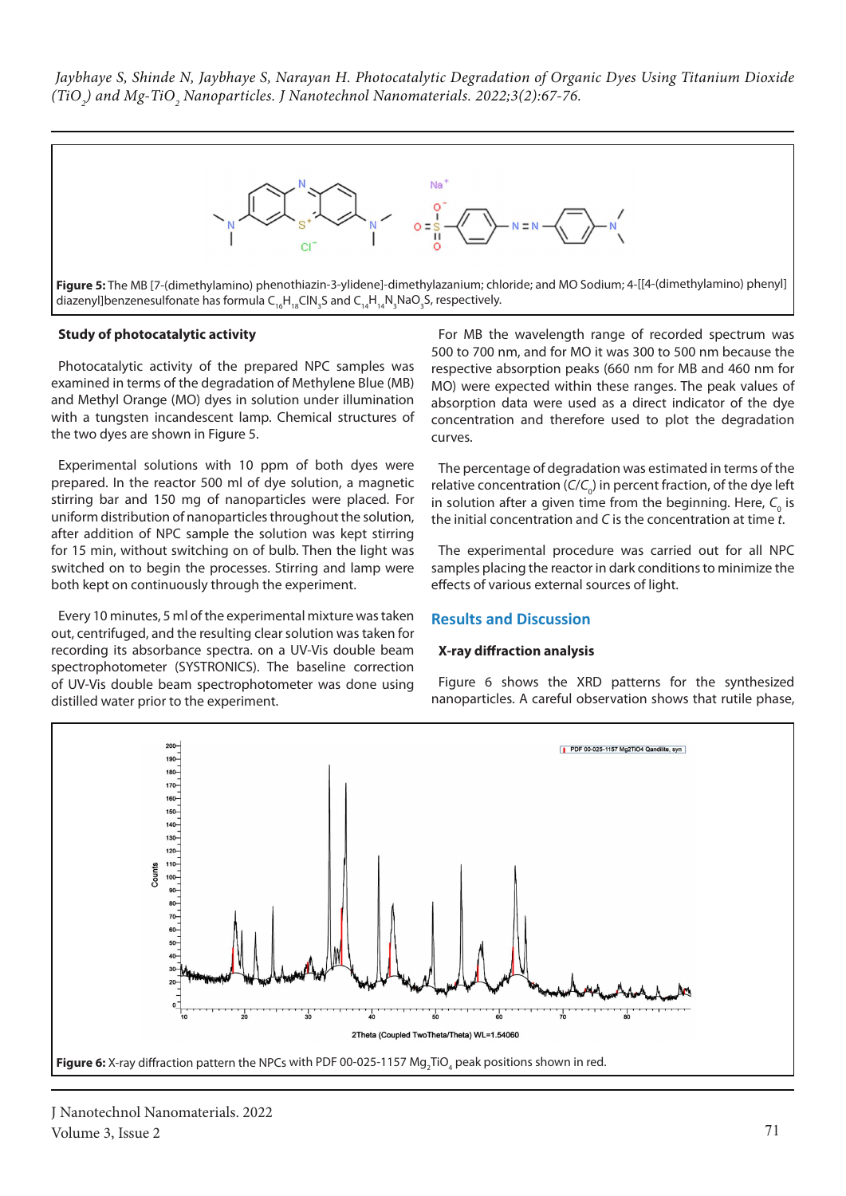Figure 5: The MB [7-(dimethylamino) phenothiazin-3-ylidene]-dimethylazanium; chloride; and MO Sodium; 4-[[4-(dimethylamino) phenyl] diazenyl]benzenesulfonate has formula $C_{16}H_{18}ClN_3S$ and $C_{14}H_{14}N_3NaO_3S$, respectively.

### Study of photocatalytic activity

Photocatalytic activity of the prepared NPC samples was examined in terms of the degradation of Methylene Blue (MB) and Methyl Orange (MO) dyes in solution under illumination with a tungsten incandescent lamp. Chemical structures of the two dyes are shown in Figure 5.

Experimental solutions with 10 ppm of both dyes were prepared. In the reactor 500 ml of dye solution, a magnetic stirring bar and 150 mg of nanoparticles were placed. For uniform distribution of nanoparticles throughout the solution, after addition of NPC sample the solution was kept stirring for 15 min, without switching on of bulb. Then the light was switched on to begin the processes. Stirring and lamp were both kept on continuously through the experiment.

Every 10 minutes, 5 ml of the experimental mixture was taken out, centrifuged, and the resulting clear solution was taken for recording its absorbance spectra. on a UV-Vis double beam spectrophotometer (SYSTRONICS). The baseline correction of UV-Vis double beam spectrophotometer was done using distilled water prior to the experiment.

For MB the wavelength range of recorded spectrum was 500 to 700 nm, and for MO it was 300 to 500 nm because the respective absorption peaks (660 nm for MB and 460 nm for MO) were expected within these ranges. The peak values of absorption data were used as a direct indicator of the dye concentration and therefore used to plot the degradation curves.

The percentage of degradation was estimated in terms of the relative concentration ($C/C_0$) in percent fraction, of the dye left in solution after a given time from the beginning. Here, $C_0$ is the initial concentration and $C$ is the concentration at time $t$.

The experimental procedure was carried out for all NPC samples placing the reactor in dark conditions to minimize the effects of various external sources of light.

## Results and Discussion

### X-ray diffraction analysis

Figure 6 shows the XRD patterns for the synthesized nanoparticles. A careful observation shows that rutile phase,

Figure 6: X-ray diffraction pattern the NPCs with PDF 00-025-1157 $Mg_2TiO_4$ peak positions shown in red.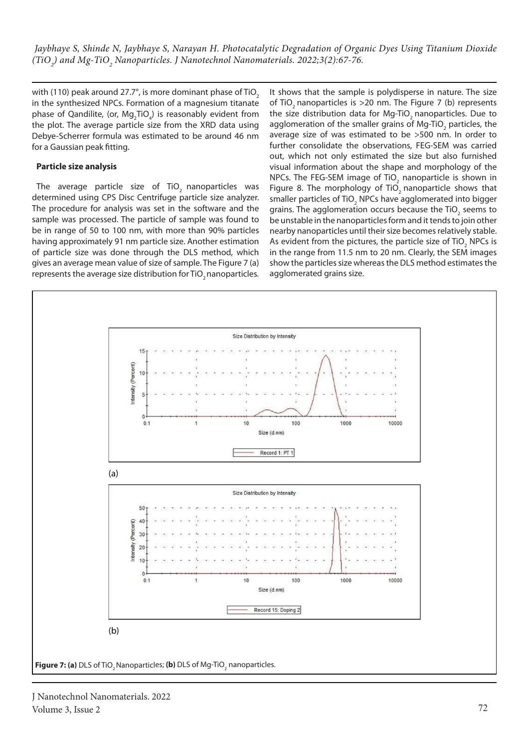with (110) peak around 27.7°, is more dominant phase of $TiO_2$ in the synthesized NPCs. Formation of a magnesium titanate phase of Qandilite, (or, $Mg_2TiO_4$) is reasonably evident from the plot. The average particle size from the XRD data using Debye-Scherrer formula was estimated to be around 46 nm for a Gaussian peak fitting.

**Particle size analysis**

The average particle size of $TiO_2$ nanoparticles was determined using CPS Disc Centrifuge particle size analyzer. The procedure for analysis was set in the software and the sample was processed. The particle of sample was found to be in range of 50 to 100 nm, with more than 90% particles having approximately 91 nm particle size. Another estimation of particle size was done through the DLS method, which gives an average mean value of size of sample. The Figure 7 (a) represents the average size distribution for $TiO_2$ nanoparticles. It shows that the sample is polydisperse in nature. The size of $TiO_2$ nanoparticles is >20 nm. The Figure 7 (b) represents the size distribution data for Mg-$TiO_2$ nanoparticles. Due to agglomeration of the smaller grains of Mg-$TiO_2$ particles, the average size of was estimated to be >500 nm. In order to further consolidate the observations, FEG-SEM was carried out, which not only estimated the size but also furnished visual information about the shape and morphology of the NPCs. The FEG-SEM image of $TiO_2$ nanoparticle is shown in Figure 8. The morphology of $TiO_2$ nanoparticle shows that smaller particles of $TiO_2$ NPCs have agglomerated into bigger grains. The agglomeration occurs because the $TiO_2$ seems to be unstable in the nanoparticles form and it tends to join other nearby nanoparticles until their size becomes relatively stable. As evident from the pictures, the particle size of $TiO_2$ NPCs is in the range from 11.5 nm to 20 nm. Clearly, the SEM images show the particles size whereas the DLS method estimates the agglomerated grains size.

(a)

(b)

**Figure 7: (a)** DLS of $TiO_2$ Nanoparticles; **(b)** DLS of Mg-$TiO_2$ nanoparticles.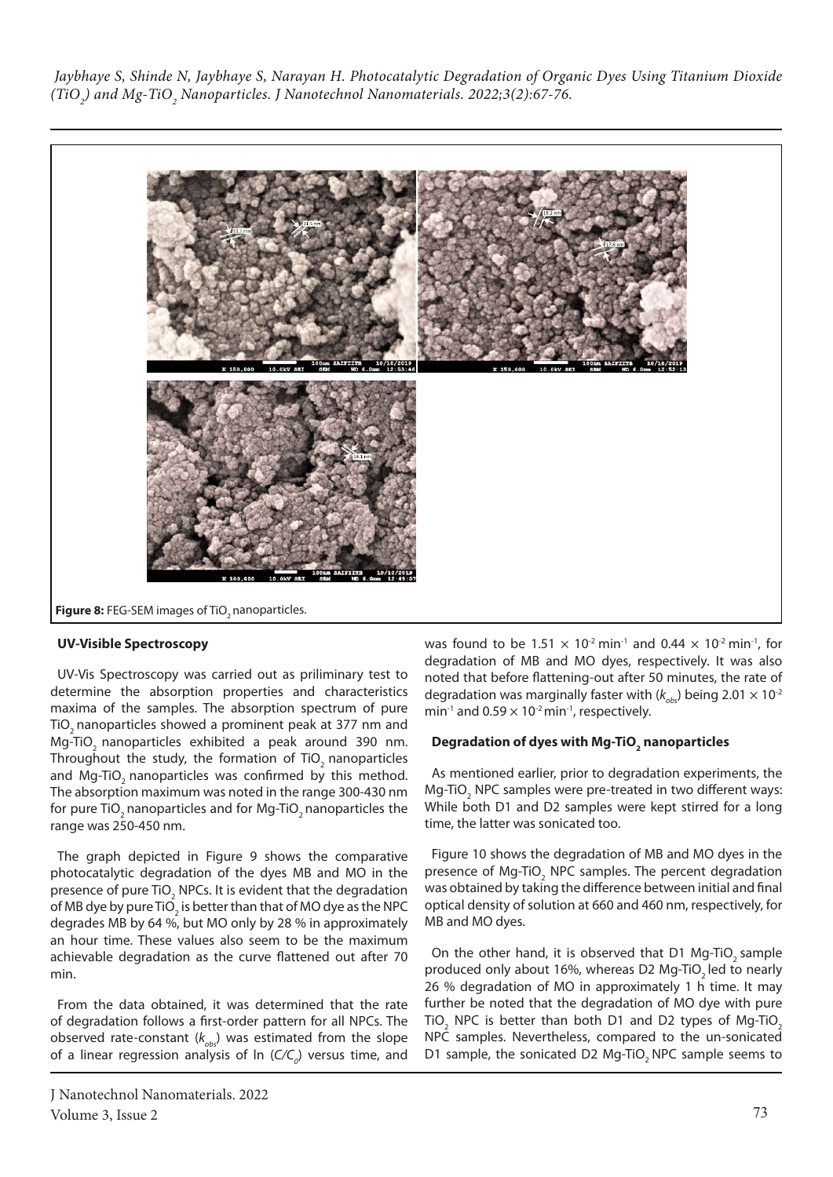Figure 8: FEG-SEM images of $TiO_2$ nanoparticles.

### UV-Visible Spectroscopy

UV-Vis Spectroscopy was carried out as priliminary test to determine the absorption properties and characteristics maxima of the samples. The absorption spectrum of pure $TiO_2$ nanoparticles showed a prominent peak at 377 nm and Mg-$TiO_2$ nanoparticles exhibited a peak around 390 nm. Throughout the study, the formation of $TiO_2$ nanoparticles and Mg-$TiO_2$ nanoparticles was confirmed by this method. The absorption maximum was noted in the range 300-430 nm for pure $TiO_2$ nanoparticles and for Mg-$TiO_2$ nanoparticles the range was 250-450 nm.

The graph depicted in Figure 9 shows the comparative photocatalytic degradation of the dyes MB and MO in the presence of pure $TiO_2$ NPCs. It is evident that the degradation of MB dye by pure $TiO_2$ is better than that of MO dye as the NPC degrades MB by 64 %, but MO only by 28 % in approximately an hour time. These values also seem to be the maximum achievable degradation as the curve flattened out after 70 min.

From the data obtained, it was determined that the rate of degradation follows a first-order pattern for all NPCs. The observed rate-constant ($k_{obs}$) was estimated from the slope of a linear regression analysis of ln ($C/C_0$) versus time, and was found to be $1.51 \times 10^{-2}$ min$^{-1}$ and $0.44 \times 10^{-2}$ min$^{-1}$, for degradation of MB and MO dyes, respectively. It was also noted that before flattening-out after 50 minutes, the rate of degradation was marginally faster with ($k_{obs}$) being $2.01 \times 10^{-2}$ min$^{-1}$ and $0.59 \times 10^{-2}$ min$^{-1}$, respectively.

### Degradation of dyes with Mg-$TiO_2$ nanoparticles

As mentioned earlier, prior to degradation experiments, the Mg-$TiO_2$ NPC samples were pre-treated in two different ways: While both D1 and D2 samples were kept stirred for a long time, the latter was sonicated too.

Figure 10 shows the degradation of MB and MO dyes in the presence of Mg-$TiO_2$ NPC samples. The percent degradation was obtained by taking the difference between initial and final optical density of solution at 660 and 460 nm, respectively, for MB and MO dyes.

On the other hand, it is observed that D1 Mg-$TiO_2$ sample produced only about 16%, whereas D2 Mg-$TiO_2$ led to nearly 26 % degradation of MO in approximately 1 h time. It may further be noted that the degradation of MO dye with pure $TiO_2$ NPC is better than both D1 and D2 types of Mg-$TiO_2$ NPC samples. Nevertheless, compared to the un-sonicated D1 sample, the sonicated D2 Mg-$TiO_2$ NPC sample seems to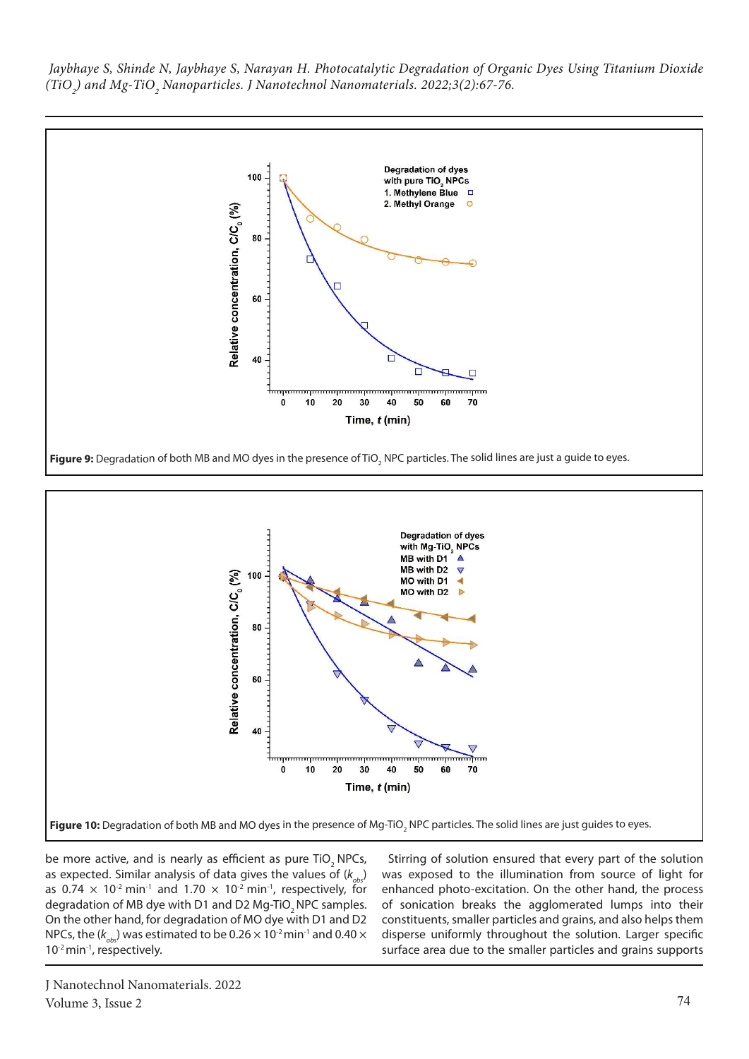Figure 9: Degradation of both MB and MO dyes in the presence of $TiO_2$ NPC particles. The solid lines are just a guide to eyes.

Figure 10: Degradation of both MB and MO dyes in the presence of Mg-$TiO_2$ NPC particles. The solid lines are just guides to eyes.

be more active, and is nearly as efficient as pure $TiO_2$ NPCs, as expected. Similar analysis of data gives the values of ($k_{obs}$) as $0.74 \times 10^{-2}$ min$^{-1}$ and $1.70 \times 10^{-2}$ min$^{-1}$, respectively, for degradation of MB dye with D1 and D2 Mg-$TiO_2$ NPC samples. On the other hand, for degradation of MO dye with D1 and D2 NPCs, the ($k_{obs}$) was estimated to be $0.26 \times 10^{-2}$ min$^{-1}$ and $0.40 \times 10^{-2}$ min$^{-1}$, respectively.

Stirring of solution ensured that every part of the solution was exposed to the illumination from source of light for enhanced photo-excitation. On the other hand, the process of sonication breaks the agglomerated lumps into their constituents, smaller particles and grains, and also helps them disperse uniformly throughout the solution. Larger specific surface area due to the smaller particles and grains supports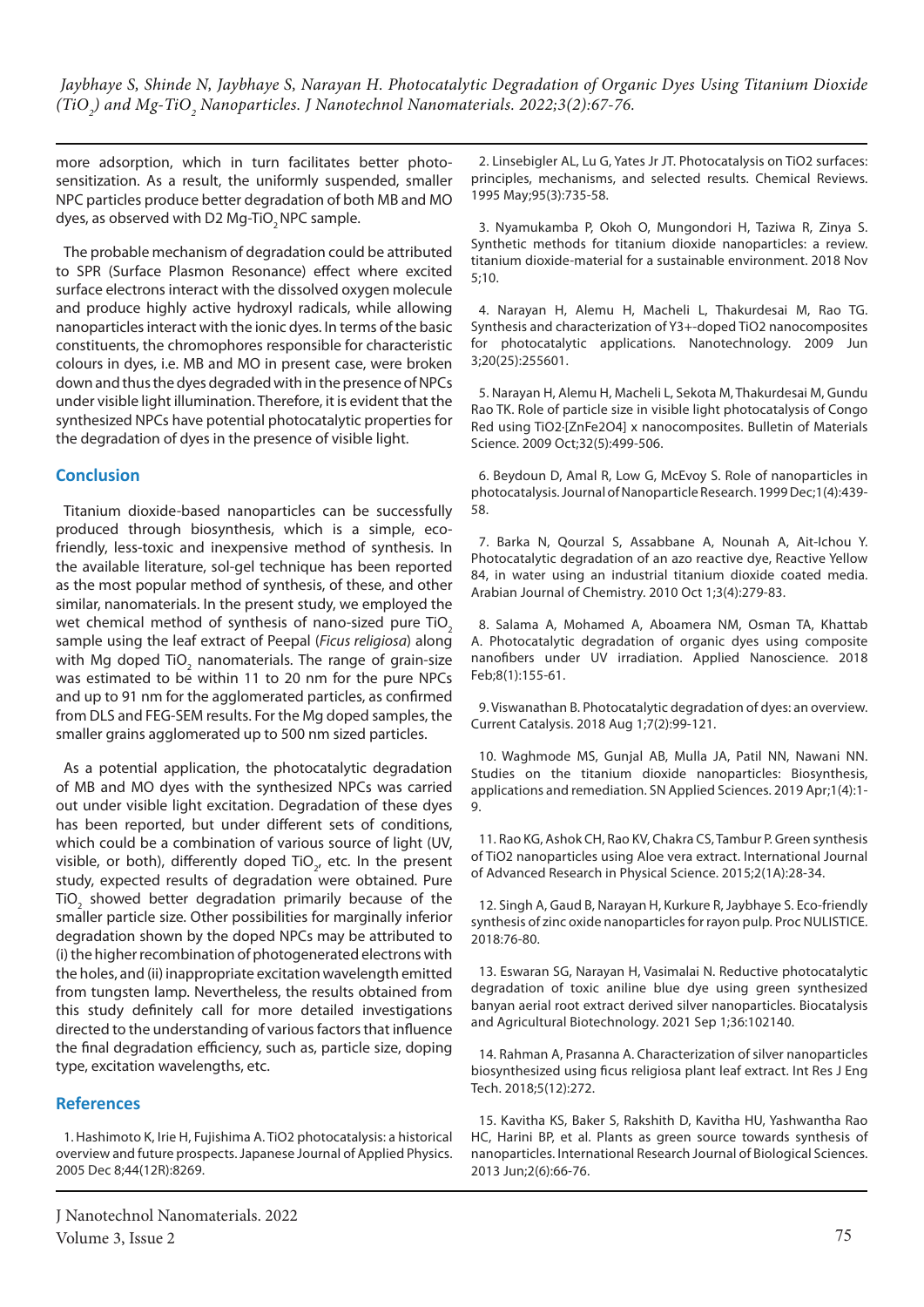more adsorption, which in turn facilitates better photo-sensitization. As a result, the uniformly suspended, smaller NPC particles produce better degradation of both MB and MO dyes, as observed with D2 Mg-$TiO_2$ NPC sample.

The probable mechanism of degradation could be attributed to SPR (Surface Plasmon Resonance) effect where excited surface electrons interact with the dissolved oxygen molecule and produce highly active hydroxyl radicals, while allowing nanoparticles interact with the ionic dyes. In terms of the basic constituents, the chromophores responsible for characteristic colours in dyes, i.e. MB and MO in present case, were broken down and thus the dyes degraded with in the presence of NPCs under visible light illumination. Therefore, it is evident that the synthesized NPCs have potential photocatalytic properties for the degradation of dyes in the presence of visible light.

## Conclusion

Titanium dioxide-based nanoparticles can be successfully produced through biosynthesis, which is a simple, eco-friendly, less-toxic and inexpensive method of synthesis. In the available literature, sol-gel technique has been reported as the most popular method of synthesis, of these, and other similar, nanomaterials. In the present study, we employed the wet chemical method of synthesis of nano-sized pure $TiO_2$ sample using the leaf extract of Peepal (*Ficus religiosa*) along with Mg doped $TiO_2$ nanomaterials. The range of grain-size was estimated to be within 11 to 20 nm for the pure NPCs and up to 91 nm for the agglomerated particles, as confirmed from DLS and FEG-SEM results. For the Mg doped samples, the smaller grains agglomerated up to 500 nm sized particles.

As a potential application, the photocatalytic degradation of MB and MO dyes with the synthesized NPCs was carried out under visible light excitation. Degradation of these dyes has been reported, but under different sets of conditions, which could be a combination of various source of light (UV, visible, or both), differently doped $TiO_2$, etc. In the present study, expected results of degradation were obtained. Pure $TiO_2$ showed better degradation primarily because of the smaller particle size. Other possibilities for marginally inferior degradation shown by the doped NPCs may be attributed to (i) the higher recombination of photogenerated electrons with the holes, and (ii) inappropriate excitation wavelength emitted from tungsten lamp. Nevertheless, the results obtained from this study definitely call for more detailed investigations directed to the understanding of various factors that influence the final degradation efficiency, such as, particle size, doping type, excitation wavelengths, etc.

## References

1. Hashimoto K, Irie H, Fujishima A. TiO2 photocatalysis: a historical overview and future prospects. Japanese Journal of Applied Physics. 2005 Dec 8;44(12R):8269.

2. Linsebigler AL, Lu G, Yates Jr JT. Photocatalysis on TiO2 surfaces: principles, mechanisms, and selected results. Chemical Reviews. 1995 May;95(3):735-58.

3. Nyamukamba P, Okoh O, Mungondori H, Taziwa R, Zinya S. Synthetic methods for titanium dioxide nanoparticles: a review. titanium dioxide-material for a sustainable environment. 2018 Nov 5;10.

4. Narayan H, Alemu H, Macheli L, Thakurdesai M, Rao TG. Synthesis and characterization of Y3+-doped TiO2 nanocomposites for photocatalytic applications. Nanotechnology. 2009 Jun 3;20(25):255601.

5. Narayan H, Alemu H, Macheli L, Sekota M, Thakurdesai M, Gundu Rao TK. Role of particle size in visible light photocatalysis of Congo Red using TiO2·[ZnFe2O4] x nanocomposites. Bulletin of Materials Science. 2009 Oct;32(5):499-506.

6. Beydoun D, Amal R, Low G, McEvoy S. Role of nanoparticles in photocatalysis. Journal of Nanoparticle Research. 1999 Dec;1(4):439-58.

7. Barka N, Qourzal S, Assabbane A, Nounah A, Ait-Ichou Y. Photocatalytic degradation of an azo reactive dye, Reactive Yellow 84, in water using an industrial titanium dioxide coated media. Arabian Journal of Chemistry. 2010 Oct 1;3(4):279-83.

8. Salama A, Mohamed A, Aboamera NM, Osman TA, Khattab A. Photocatalytic degradation of organic dyes using composite nanofibers under UV irradiation. Applied Nanoscience. 2018 Feb;8(1):155-61.

9. Viswanathan B. Photocatalytic degradation of dyes: an overview. Current Catalysis. 2018 Aug 1;7(2):99-121.

10. Waghmode MS, Gunjal AB, Mulla JA, Patil NN, Nawani NN. Studies on the titanium dioxide nanoparticles: Biosynthesis, applications and remediation. SN Applied Sciences. 2019 Apr;1(4):1-9.

11. Rao KG, Ashok CH, Rao KV, Chakra CS, Tambur P. Green synthesis of TiO2 nanoparticles using Aloe vera extract. International Journal of Advanced Research in Physical Science. 2015;2(1A):28-34.

12. Singh A, Gaud B, Narayan H, Kurkure R, Jaybhaye S. Eco-friendly synthesis of zinc oxide nanoparticles for rayon pulp. Proc NULISTICE. 2018:76-80.

13. Eswaran SG, Narayan H, Vasimalai N. Reductive photocatalytic degradation of toxic aniline blue dye using green synthesized banyan aerial root extract derived silver nanoparticles. Biocatalysis and Agricultural Biotechnology. 2021 Sep 1;36:102140.

14. Rahman A, Prasanna A. Characterization of silver nanoparticles biosynthesized using ficus religiosa plant leaf extract. Int Res J Eng Tech. 2018;5(12):272.

15. Kavitha KS, Baker S, Rakshith D, Kavitha HU, Yashwantha Rao HC, Harini BP, et al. Plants as green source towards synthesis of nanoparticles. International Research Journal of Biological Sciences. 2013 Jun;2(6):66-76.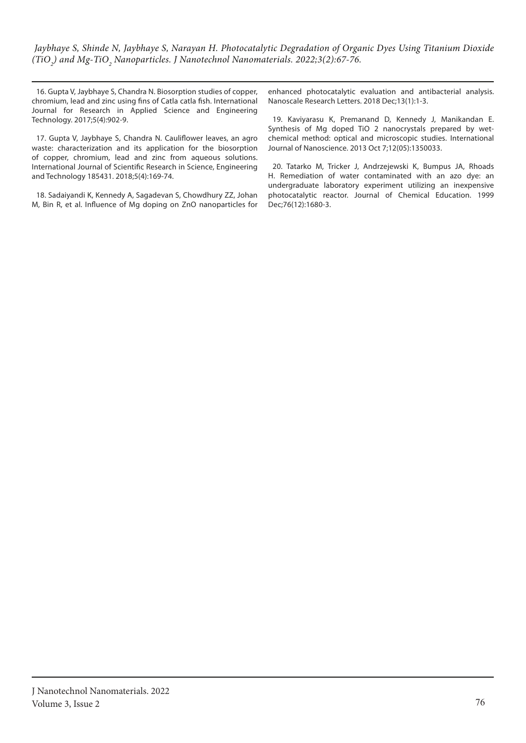16. Gupta V, Jaybhaye S, Chandra N. Biosorption studies of copper, chromium, lead and zinc using fins of Catla catla fish. International Journal for Research in Applied Science and Engineering Technology. 2017;5(4):902-9.

17. Gupta V, Jaybhaye S, Chandra N. Cauliflower leaves, an agro waste: characterization and its application for the biosorption of copper, chromium, lead and zinc from aqueous solutions. International Journal of Scientific Research in Science, Engineering and Technology 185431. 2018;5(4):169-74.

18. Sadaiyandi K, Kennedy A, Sagadevan S, Chowdhury ZZ, Johan M, Bin R, et al. Influence of Mg doping on ZnO nanoparticles for enhanced photocatalytic evaluation and antibacterial analysis. Nanoscale Research Letters. 2018 Dec;13(1):1-3.

19. Kaviyarasu K, Premanand D, Kennedy J, Manikandan E. Synthesis of Mg doped TiO 2 nanocrystals prepared by wet-chemical method: optical and microscopic studies. International Journal of Nanoscience. 2013 Oct 7;12(05):1350033.

20. Tatarko M, Tricker J, Andrzejewski K, Bumpus JA, Rhoads H. Remediation of water contaminated with an azo dye: an undergraduate laboratory experiment utilizing an inexpensive photocatalytic reactor. Journal of Chemical Education. 1999 Dec;76(12):1680-3.